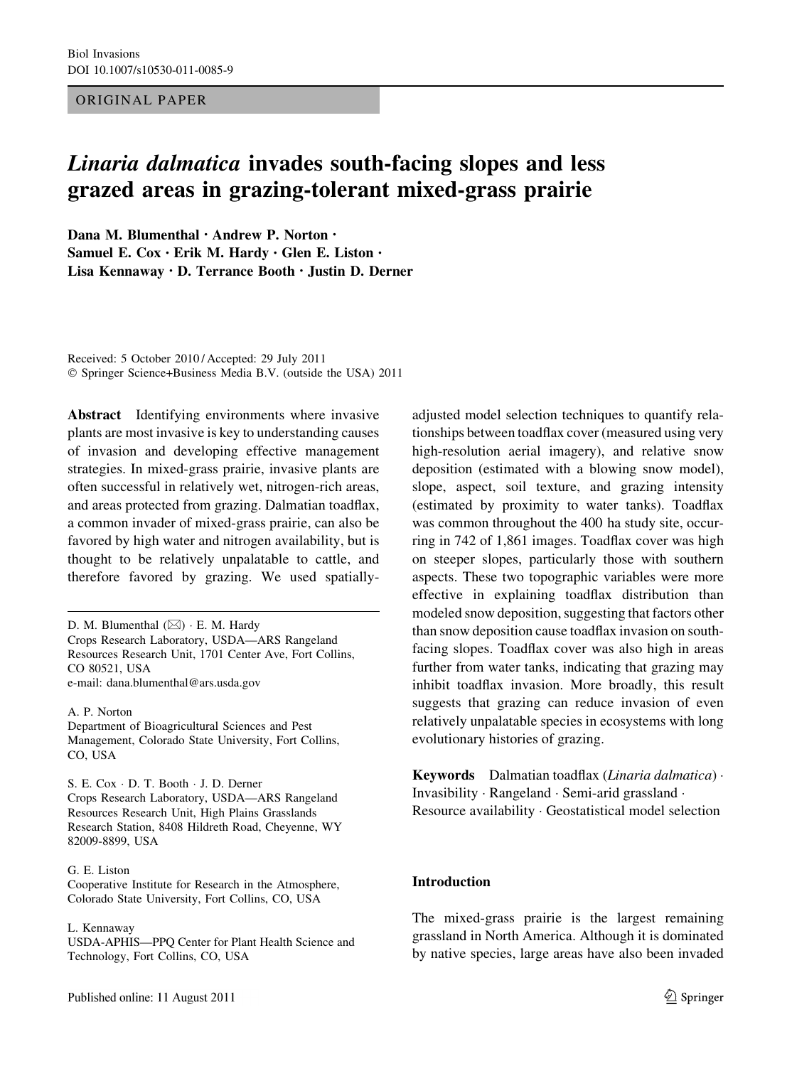ORIGINAL PAPER

# *Linaria dalmatica* invades south-facing slopes and less grazed areas in grazing-tolerant mixed-grass prairie

**Dana M. Blumenthal · Andrew P. Norton · Samuel E. Cox · Erik M. Hardy · Glen E. Liston · Lisa Kennaway · D. Terrance Booth · Justin D. Derner**

Received: 5 October 2010 / Accepted: 29 July 2011
© Springer Science+Business Media B.V. (outside the USA) 2011

**Abstract** Identifying environments where invasive plants are most invasive is key to understanding causes of invasion and developing effective management strategies. In mixed-grass prairie, invasive plants are often successful in relatively wet, nitrogen-rich areas, and areas protected from grazing. Dalmatian toadflax, a common invader of mixed-grass prairie, can also be favored by high water and nitrogen availability, but is thought to be relatively unpalatable to cattle, and therefore favored by grazing. We used spatially-adjusted model selection techniques to quantify relationships between toadflax cover (measured using very high-resolution aerial imagery), and relative snow deposition (estimated with a blowing snow model), slope, aspect, soil texture, and grazing intensity (estimated by proximity to water tanks). Toadflax was common throughout the 400 ha study site, occurring in 742 of 1,861 images. Toadflax cover was high on steeper slopes, particularly those with southern aspects. These two topographic variables were more effective in explaining toadflax distribution than modeled snow deposition, suggesting that factors other than snow deposition cause toadflax invasion on south-facing slopes. Toadflax cover was also high in areas further from water tanks, indicating that grazing may inhibit toadflax invasion. More broadly, this result suggests that grazing can reduce invasion of even relatively unpalatable species in ecosystems with long evolutionary histories of grazing.

**Keywords** Dalmatian toadflax (*Linaria dalmatica*) · Invasibility · Rangeland · Semi-arid grassland · Resource availability · Geostatistical model selection

D. M. Blumenthal (✉) · E. M. Hardy
Crops Research Laboratory, USDA—ARS Rangeland Resources Research Unit, 1701 Center Ave, Fort Collins, CO 80521, USA
e-mail: dana.blumenthal@ars.usda.gov

A. P. Norton
Department of Bioagricultural Sciences and Pest Management, Colorado State University, Fort Collins, CO, USA

S. E. Cox · D. T. Booth · J. D. Derner
Crops Research Laboratory, USDA—ARS Rangeland Resources Research Unit, High Plains Grasslands Research Station, 8408 Hildreth Road, Cheyenne, WY 82009-8899, USA

G. E. Liston
Cooperative Institute for Research in the Atmosphere, Colorado State University, Fort Collins, CO, USA

L. Kennaway
USDA-APHIS—PPQ Center for Plant Health Science and Technology, Fort Collins, CO, USA

## Introduction

The mixed-grass prairie is the largest remaining grassland in North America. Although it is dominated by native species, large areas have also been invaded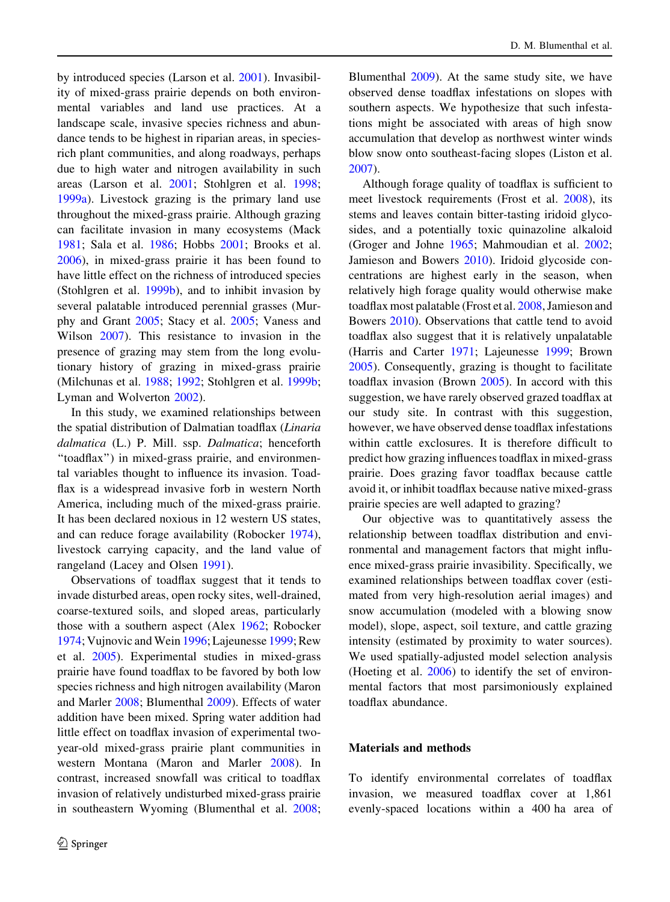by introduced species (Larson et al. 2001). Invasibility of mixed-grass prairie depends on both environmental variables and land use practices. At a landscape scale, invasive species richness and abundance tends to be highest in riparian areas, in species-rich plant communities, and along roadways, perhaps due to high water and nitrogen availability in such areas (Larson et al. 2001; Stohlgren et al. 1998; 1999a). Livestock grazing is the primary land use throughout the mixed-grass prairie. Although grazing can facilitate invasion in many ecosystems (Mack 1981; Sala et al. 1986; Hobbs 2001; Brooks et al. 2006), in mixed-grass prairie it has been found to have little effect on the richness of introduced species (Stohlgren et al. 1999b), and to inhibit invasion by several palatable introduced perennial grasses (Murphy and Grant 2005; Stacy et al. 2005; Vaness and Wilson 2007). This resistance to invasion in the presence of grazing may stem from the long evolutionary history of grazing in mixed-grass prairie (Milchunas et al. 1988; 1992; Stohlgren et al. 1999b; Lyman and Wolverton 2002).

In this study, we examined relationships between the spatial distribution of Dalmatian toadflax (*Linaria dalmatica* (L.) P. Mill. ssp. *Dalmatica*; henceforth "toadflax") in mixed-grass prairie, and environmental variables thought to influence its invasion. Toadflax is a widespread invasive forb in western North America, including much of the mixed-grass prairie. It has been declared noxious in 12 western US states, and can reduce forage availability (Robocker 1974), livestock carrying capacity, and the land value of rangeland (Lacey and Olsen 1991).

Observations of toadflax suggest that it tends to invade disturbed areas, open rocky sites, well-drained, coarse-textured soils, and sloped areas, particularly those with a southern aspect (Alex 1962; Robocker 1974; Vujnovic and Wein 1996; Lajeunesse 1999; Rew et al. 2005). Experimental studies in mixed-grass prairie have found toadflax to be favored by both low species richness and high nitrogen availability (Maron and Marler 2008; Blumenthal 2009). Effects of water addition have been mixed. Spring water addition had little effect on toadflax invasion of experimental two-year-old mixed-grass prairie plant communities in western Montana (Maron and Marler 2008). In contrast, increased snowfall was critical to toadflax invasion of relatively undisturbed mixed-grass prairie in southeastern Wyoming (Blumenthal et al. 2008; Blumenthal 2009). At the same study site, we have observed dense toadflax infestations on slopes with southern aspects. We hypothesize that such infestations might be associated with areas of high snow accumulation that develop as northwest winter winds blow snow onto southeast-facing slopes (Liston et al. 2007).

Although forage quality of toadflax is sufficient to meet livestock requirements (Frost et al. 2008), its stems and leaves contain bitter-tasting iridoid glycosides, and a potentially toxic quinazoline alkaloid (Groger and Johne 1965; Mahmoudian et al. 2002; Jamieson and Bowers 2010). Iridoid glycoside concentrations are highest early in the season, when relatively high forage quality would otherwise make toadflax most palatable (Frost et al. 2008, Jamieson and Bowers 2010). Observations that cattle tend to avoid toadflax also suggest that it is relatively unpalatable (Harris and Carter 1971; Lajeunesse 1999; Brown 2005). Consequently, grazing is thought to facilitate toadflax invasion (Brown 2005). In accord with this suggestion, we have rarely observed grazed toadflax at our study site. In contrast with this suggestion, however, we have observed dense toadflax infestations within cattle exclosures. It is therefore difficult to predict how grazing influences toadflax in mixed-grass prairie. Does grazing favor toadflax because cattle avoid it, or inhibit toadflax because native mixed-grass prairie species are well adapted to grazing?

Our objective was to quantitatively assess the relationship between toadflax distribution and environmental and management factors that might influence mixed-grass prairie invasibility. Specifically, we examined relationships between toadflax cover (estimated from very high-resolution aerial images) and snow accumulation (modeled with a blowing snow model), slope, aspect, soil texture, and cattle grazing intensity (estimated by proximity to water sources). We used spatially-adjusted model selection analysis (Hoeting et al. 2006) to identify the set of environmental factors that most parsimoniously explained toadflax abundance.

## Materials and methods

To identify environmental correlates of toadflax invasion, we measured toadflax cover at 1,861 evenly-spaced locations within a 400 ha area of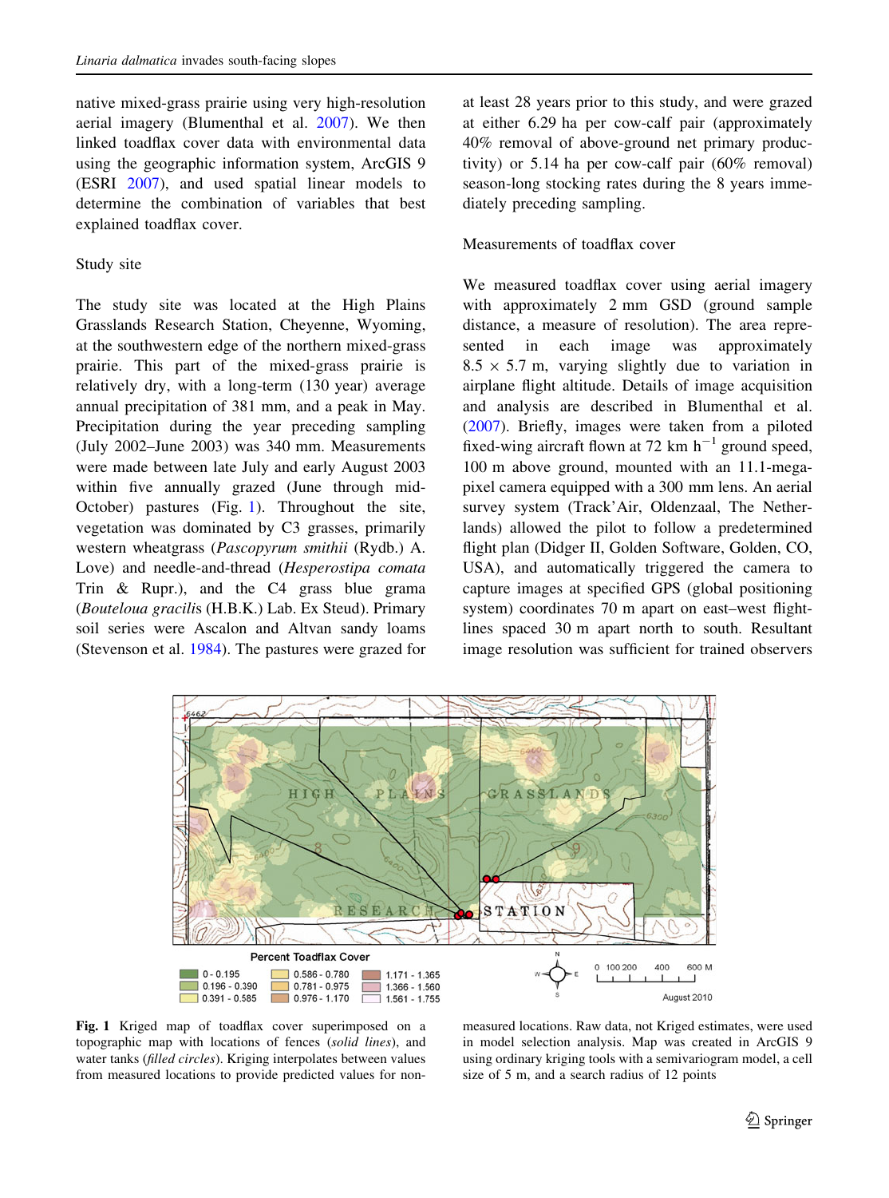native mixed-grass prairie using very high-resolution aerial imagery (Blumenthal et al. 2007). We then linked toadflax cover data with environmental data using the geographic information system, ArcGIS 9 (ESRI 2007), and used spatial linear models to determine the combination of variables that best explained toadflax cover.

## Study site

The study site was located at the High Plains Grasslands Research Station, Cheyenne, Wyoming, at the southwestern edge of the northern mixed-grass prairie. This part of the mixed-grass prairie is relatively dry, with a long-term (130 year) average annual precipitation of 381 mm, and a peak in May. Precipitation during the year preceding sampling (July 2002–June 2003) was 340 mm. Measurements were made between late July and early August 2003 within five annually grazed (June through mid-October) pastures (Fig. 1). Throughout the site, vegetation was dominated by C3 grasses, primarily western wheatgrass (*Pascopyrum smithii* (Rydb.) A. Love) and needle-and-thread (*Hesperostipa comata* Trin & Rupr.), and the C4 grass blue grama (*Bouteloua gracilis* (H.B.K.) Lab. Ex Steud). Primary soil series were Ascalon and Altvan sandy loams (Stevenson et al. 1984). The pastures were grazed for at least 28 years prior to this study, and were grazed at either 6.29 ha per cow-calf pair (approximately 40% removal of above-ground net primary productivity) or 5.14 ha per cow-calf pair (60% removal) season-long stocking rates during the 8 years immediately preceding sampling.

## Measurements of toadflax cover

We measured toadflax cover using aerial imagery with approximately 2 mm GSD (ground sample distance, a measure of resolution). The area represented in each image was approximately 8.5 × 5.7 m, varying slightly due to variation in airplane flight altitude. Details of image acquisition and analysis are described in Blumenthal et al. (2007). Briefly, images were taken from a piloted fixed-wing aircraft flown at 72 km h$^{-1}$ ground speed, 100 m above ground, mounted with an 11.1-megapixel camera equipped with a 300 mm lens. An aerial survey system (Track'Air, Oldenzaal, The Netherlands) allowed the pilot to follow a predetermined flight plan (Didger II, Golden Software, Golden, CO, USA), and automatically triggered the camera to capture images at specified GPS (global positioning system) coordinates 70 m apart on east–west flightlines spaced 30 m apart north to south. Resultant image resolution was sufficient for trained observers

**Fig. 1** Kriged map of toadflax cover superimposed on a topographic map with locations of fences (*solid lines*), and water tanks (*filled circles*). Kriging interpolates between values from measured locations to provide predicted values for non-measured locations. Raw data, not Kriged estimates, were used in model selection analysis. Map was created in ArcGIS 9 using ordinary kriging tools with a semivariogram model, a cell size of 5 m, and a search radius of 12 points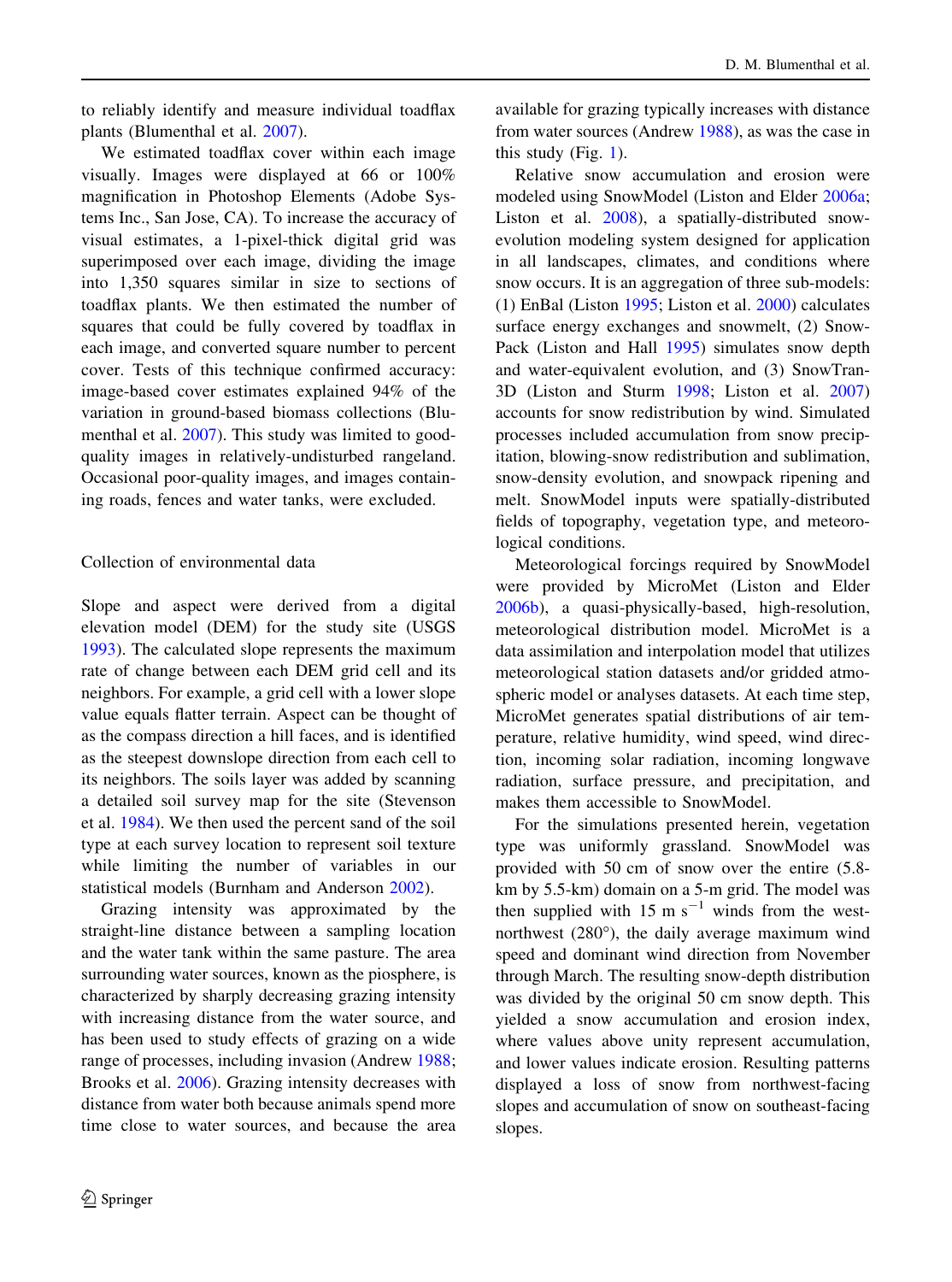to reliably identify and measure individual toadflax plants (Blumenthal et al. 2007).

We estimated toadflax cover within each image visually. Images were displayed at 66 or 100% magnification in Photoshop Elements (Adobe Systems Inc., San Jose, CA). To increase the accuracy of visual estimates, a 1-pixel-thick digital grid was superimposed over each image, dividing the image into 1,350 squares similar in size to sections of toadflax plants. We then estimated the number of squares that could be fully covered by toadflax in each image, and converted square number to percent cover. Tests of this technique confirmed accuracy: image-based cover estimates explained 94% of the variation in ground-based biomass collections (Blumenthal et al. 2007). This study was limited to good-quality images in relatively-undisturbed rangeland. Occasional poor-quality images, and images containing roads, fences and water tanks, were excluded.

## Collection of environmental data

Slope and aspect were derived from a digital elevation model (DEM) for the study site (USGS 1993). The calculated slope represents the maximum rate of change between each DEM grid cell and its neighbors. For example, a grid cell with a lower slope value equals flatter terrain. Aspect can be thought of as the compass direction a hill faces, and is identified as the steepest downslope direction from each cell to its neighbors. The soils layer was added by scanning a detailed soil survey map for the site (Stevenson et al. 1984). We then used the percent sand of the soil type at each survey location to represent soil texture while limiting the number of variables in our statistical models (Burnham and Anderson 2002).

Grazing intensity was approximated by the straight-line distance between a sampling location and the water tank within the same pasture. The area surrounding water sources, known as the piosphere, is characterized by sharply decreasing grazing intensity with increasing distance from the water source, and has been used to study effects of grazing on a wide range of processes, including invasion (Andrew 1988; Brooks et al. 2006). Grazing intensity decreases with distance from water both because animals spend more time close to water sources, and because the area available for grazing typically increases with distance from water sources (Andrew 1988), as was the case in this study (Fig. 1).

Relative snow accumulation and erosion were modeled using SnowModel (Liston and Elder 2006a; Liston et al. 2008), a spatially-distributed snow-evolution modeling system designed for application in all landscapes, climates, and conditions where snow occurs. It is an aggregation of three sub-models: (1) EnBal (Liston 1995; Liston et al. 2000) calculates surface energy exchanges and snowmelt, (2) SnowPack (Liston and Hall 1995) simulates snow depth and water-equivalent evolution, and (3) SnowTran-3D (Liston and Sturm 1998; Liston et al. 2007) accounts for snow redistribution by wind. Simulated processes included accumulation from snow precipitation, blowing-snow redistribution and sublimation, snow-density evolution, and snowpack ripening and melt. SnowModel inputs were spatially-distributed fields of topography, vegetation type, and meteorological conditions.

Meteorological forcings required by SnowModel were provided by MicroMet (Liston and Elder 2006b), a quasi-physically-based, high-resolution, meteorological distribution model. MicroMet is a data assimilation and interpolation model that utilizes meteorological station datasets and/or gridded atmospheric model or analyses datasets. At each time step, MicroMet generates spatial distributions of air temperature, relative humidity, wind speed, wind direction, incoming solar radiation, incoming longwave radiation, surface pressure, and precipitation, and makes them accessible to SnowModel.

For the simulations presented herein, vegetation type was uniformly grassland. SnowModel was provided with 50 cm of snow over the entire (5.8-km by 5.5-km) domain on a 5-m grid. The model was then supplied with 15 m s$^{-1}$ winds from the west-northwest (280°), the daily average maximum wind speed and dominant wind direction from November through March. The resulting snow-depth distribution was divided by the original 50 cm snow depth. This yielded a snow accumulation and erosion index, where values above unity represent accumulation, and lower values indicate erosion. Resulting patterns displayed a loss of snow from northwest-facing slopes and accumulation of snow on southeast-facing slopes.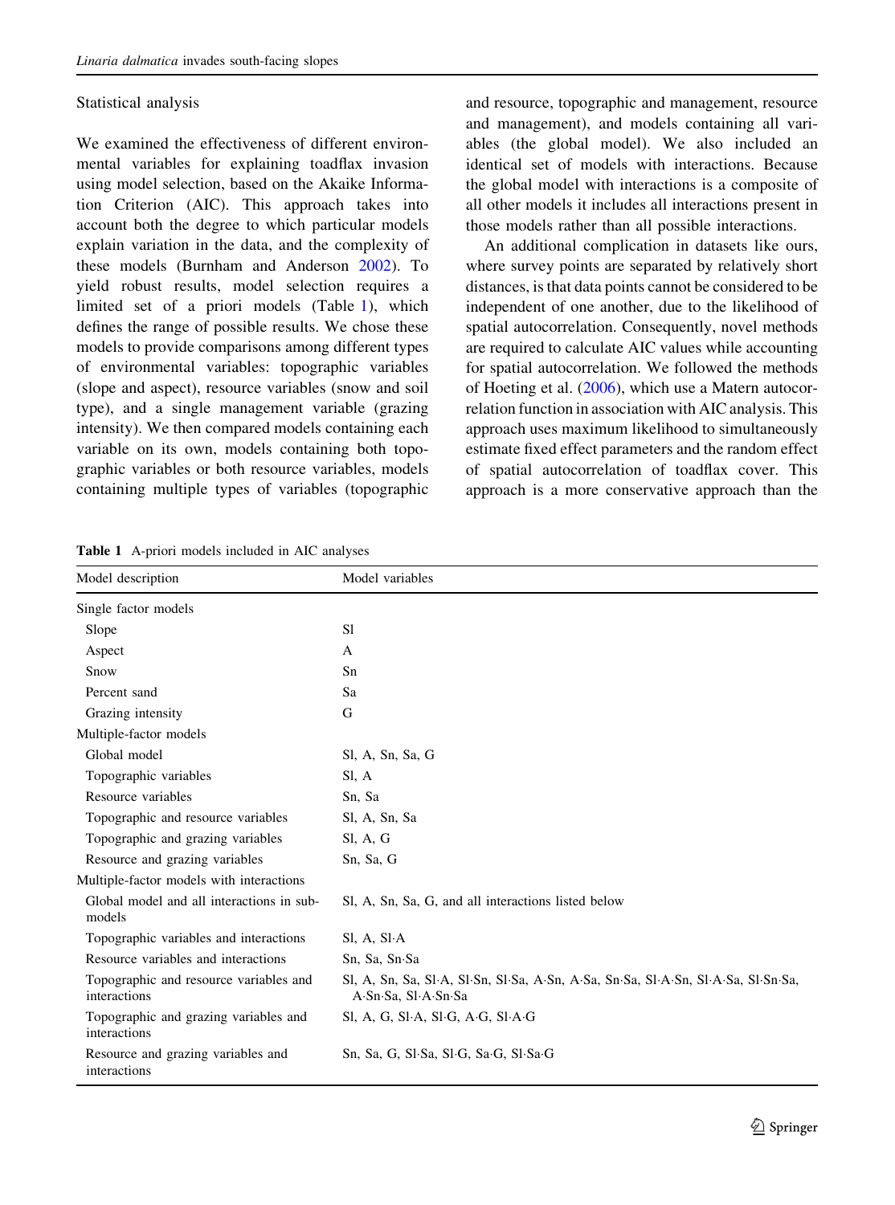## Statistical analysis

We examined the effectiveness of different environmental variables for explaining toadflax invasion using model selection, based on the Akaike Information Criterion (AIC). This approach takes into account both the degree to which particular models explain variation in the data, and the complexity of these models (Burnham and Anderson 2002). To yield robust results, model selection requires a limited set of a priori models (Table 1), which defines the range of possible results. We chose these models to provide comparisons among different types of environmental variables: topographic variables (slope and aspect), resource variables (snow and soil type), and a single management variable (grazing intensity). We then compared models containing each variable on its own, models containing both topographic variables or both resource variables, models containing multiple types of variables (topographic and resource, topographic and management, resource and management), and models containing all variables (the global model). We also included an identical set of models with interactions. Because the global model with interactions is a composite of all other models it includes all interactions present in those models rather than all possible interactions.

An additional complication in datasets like ours, where survey points are separated by relatively short distances, is that data points cannot be considered to be independent of one another, due to the likelihood of spatial autocorrelation. Consequently, novel methods are required to calculate AIC values while accounting for spatial autocorrelation. We followed the methods of Hoeting et al. (2006), which use a Matern autocorrelation function in association with AIC analysis. This approach uses maximum likelihood to simultaneously estimate fixed effect parameters and the random effect of spatial autocorrelation of toadflax cover. This approach is a more conservative approach than the

**Table 1** A-priori models included in AIC analyses

| Model description | Model variables |
|---|---|
| Single factor models | |
| Slope | Sl |
| Aspect | A |
| Snow | Sn |
| Percent sand | Sa |
| Grazing intensity | G |
| Multiple-factor models | |
| Global model | Sl, A, Sn, Sa, G |
| Topographic variables | Sl, A |
| Resource variables | Sn, Sa |
| Topographic and resource variables | Sl, A, Sn, Sa |
| Topographic and grazing variables | Sl, A, G |
| Resource and grazing variables | Sn, Sa, G |
| Multiple-factor models with interactions | |
| Global model and all interactions in sub-models | Sl, A, Sn, Sa, G, and all interactions listed below |
| Topographic variables and interactions | Sl, A, Sl·A |
| Resource variables and interactions | Sn, Sa, Sn·Sa |
| Topographic and resource variables and interactions | Sl, A, Sn, Sa, Sl·A, Sl·Sn, Sl·Sa, A·Sn, A·Sa, Sn·Sa, Sl·A·Sn, Sl·A·Sa, Sl·Sn·Sa, A·Sn·Sa, Sl·A·Sn·Sa |
| Topographic and grazing variables and interactions | Sl, A, G, Sl·A, Sl·G, A·G, Sl·A·G |
| Resource and grazing variables and interactions | Sn, Sa, G, Sl·Sa, Sl·G, Sa·G, Sl·Sa·G |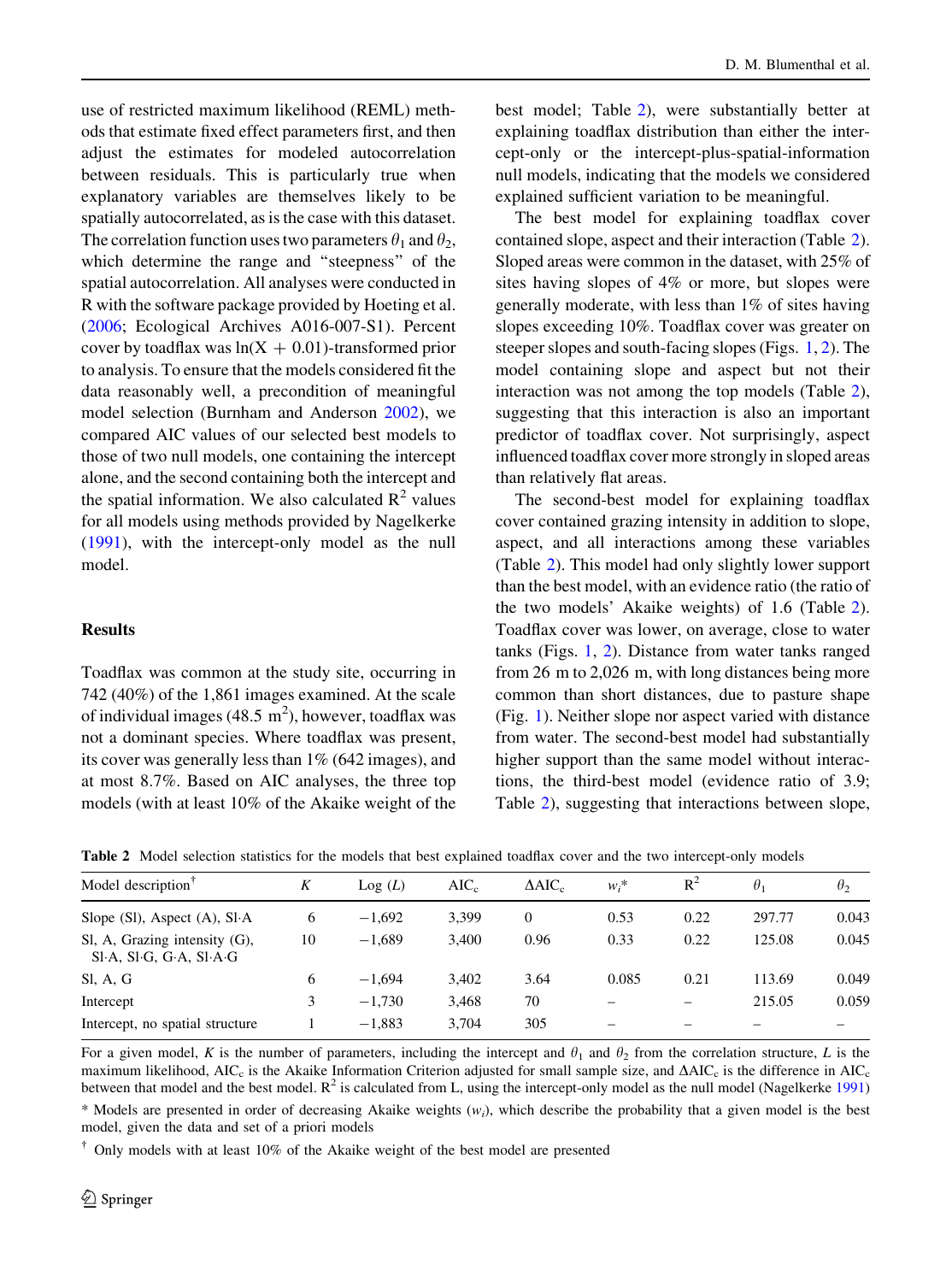use of restricted maximum likelihood (REML) methods that estimate fixed effect parameters first, and then adjust the estimates for modeled autocorrelation between residuals. This is particularly true when explanatory variables are themselves likely to be spatially autocorrelated, as is the case with this dataset. The correlation function uses two parameters $\theta_1$ and $\theta_2$, which determine the range and "steepness" of the spatial autocorrelation. All analyses were conducted in R with the software package provided by Hoeting et al. (2006; Ecological Archives A016-007-S1). Percent cover by toadflax was $\ln(X + 0.01)$-transformed prior to analysis. To ensure that the models considered fit the data reasonably well, a precondition of meaningful model selection (Burnham and Anderson 2002), we compared AIC values of our selected best models to those of two null models, one containing the intercept alone, and the second containing both the intercept and the spatial information. We also calculated $R^2$ values for all models using methods provided by Nagelkerke (1991), with the intercept-only model as the null model.

## Results

Toadflax was common at the study site, occurring in 742 (40%) of the 1,861 images examined. At the scale of individual images (48.5 $m^2$), however, toadflax was not a dominant species. Where toadflax was present, its cover was generally less than 1% (642 images), and at most 8.7%. Based on AIC analyses, the three top models (with at least 10% of the Akaike weight of the best model; Table 2), were substantially better at explaining toadflax distribution than either the intercept-only or the intercept-plus-spatial-information null models, indicating that the models we considered explained sufficient variation to be meaningful.

The best model for explaining toadflax cover contained slope, aspect and their interaction (Table 2). Sloped areas were common in the dataset, with 25% of sites having slopes of 4% or more, but slopes were generally moderate, with less than 1% of sites having slopes exceeding 10%. Toadflax cover was greater on steeper slopes and south-facing slopes (Figs. 1, 2). The model containing slope and aspect but not their interaction was not among the top models (Table 2), suggesting that this interaction is also an important predictor of toadflax cover. Not surprisingly, aspect influenced toadflax cover more strongly in sloped areas than relatively flat areas.

The second-best model for explaining toadflax cover contained grazing intensity in addition to slope, aspect, and all interactions among these variables (Table 2). This model had only slightly lower support than the best model, with an evidence ratio (the ratio of the two models' Akaike weights) of 1.6 (Table 2). Toadflax cover was lower, on average, close to water tanks (Figs. 1, 2). Distance from water tanks ranged from 26 m to 2,026 m, with long distances being more common than short distances, due to pasture shape (Fig. 1). Neither slope nor aspect varied with distance from water. The second-best model had substantially higher support than the same model without interactions, the third-best model (evidence ratio of 3.9; Table 2), suggesting that interactions between slope,

**Table 2** Model selection statistics for the models that best explained toadflax cover and the two intercept-only models

| Model description[†] | $K$ | Log ($L$) | $AIC_c$ | $\Delta AIC_c$ | $w_i$* | $R^2$ | $\theta_1$ | $\theta_2$ |
|---|---|---|---|---|---|---|---|---|
| Slope (Sl), Aspect (A), Sl·A | 6 | −1,692 | 3,399 | 0 | 0.53 | 0.22 | 297.77 | 0.043 |
| Sl, A, Grazing intensity (G), Sl·A, Sl·G, G·A, Sl·A·G | 10 | −1,689 | 3,400 | 0.96 | 0.33 | 0.22 | 125.08 | 0.045 |
| Sl, A, G | 6 | −1,694 | 3,402 | 3.64 | 0.085 | 0.21 | 113.69 | 0.049 |
| Intercept | 3 | −1,730 | 3,468 | 70 | – | – | 215.05 | 0.059 |
| Intercept, no spatial structure | 1 | −1,883 | 3,704 | 305 | – | – | – | – |

For a given model, $K$ is the number of parameters, including the intercept and $\theta_1$ and $\theta_2$ from the correlation structure, $L$ is the maximum likelihood, $AIC_c$ is the Akaike Information Criterion adjusted for small sample size, and $\Delta AIC_c$ is the difference in $AIC_c$ between that model and the best model. $R^2$ is calculated from L, using the intercept-only model as the null model (Nagelkerke 1991)

\* Models are presented in order of decreasing Akaike weights ($w_i$), which describe the probability that a given model is the best model, given the data and set of a priori models

[†] Only models with at least 10% of the Akaike weight of the best model are presented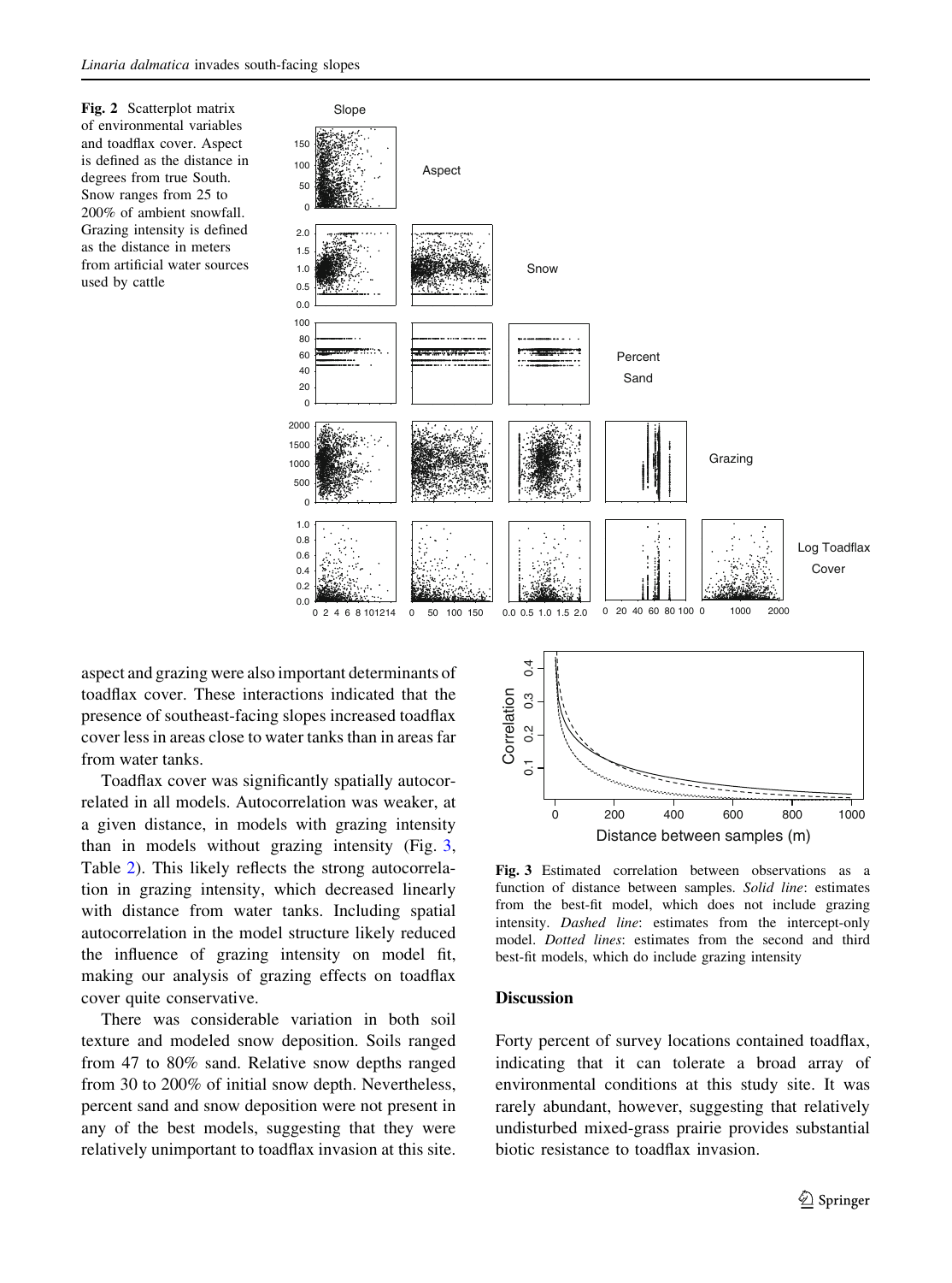Fig. 2 Scatterplot matrix of environmental variables and toadflax cover. Aspect is defined as the distance in degrees from true South. Snow ranges from 25 to 200% of ambient snowfall. Grazing intensity is defined as the distance in meters from artificial water sources used by cattle

aspect and grazing were also important determinants of toadflax cover. These interactions indicated that the presence of southeast-facing slopes increased toadflax cover less in areas close to water tanks than in areas far from water tanks.

Toadflax cover was significantly spatially autocorrelated in all models. Autocorrelation was weaker, at a given distance, in models with grazing intensity than in models without grazing intensity (Fig. 3, Table 2). This likely reflects the strong autocorrelation in grazing intensity, which decreased linearly with distance from water tanks. Including spatial autocorrelation in the model structure likely reduced the influence of grazing intensity on model fit, making our analysis of grazing effects on toadflax cover quite conservative.

There was considerable variation in both soil texture and modeled snow deposition. Soils ranged from 47 to 80% sand. Relative snow depths ranged from 30 to 200% of initial snow depth. Nevertheless, percent sand and snow deposition were not present in any of the best models, suggesting that they were relatively unimportant to toadflax invasion at this site.

Fig. 3 Estimated correlation between observations as a function of distance between samples. *Solid line*: estimates from the best-fit model, which does not include grazing intensity. *Dashed line*: estimates from the intercept-only model. *Dotted lines*: estimates from the second and third best-fit models, which do include grazing intensity

## Discussion

Forty percent of survey locations contained toadflax, indicating that it can tolerate a broad array of environmental conditions at this study site. It was rarely abundant, however, suggesting that relatively undisturbed mixed-grass prairie provides substantial biotic resistance to toadflax invasion.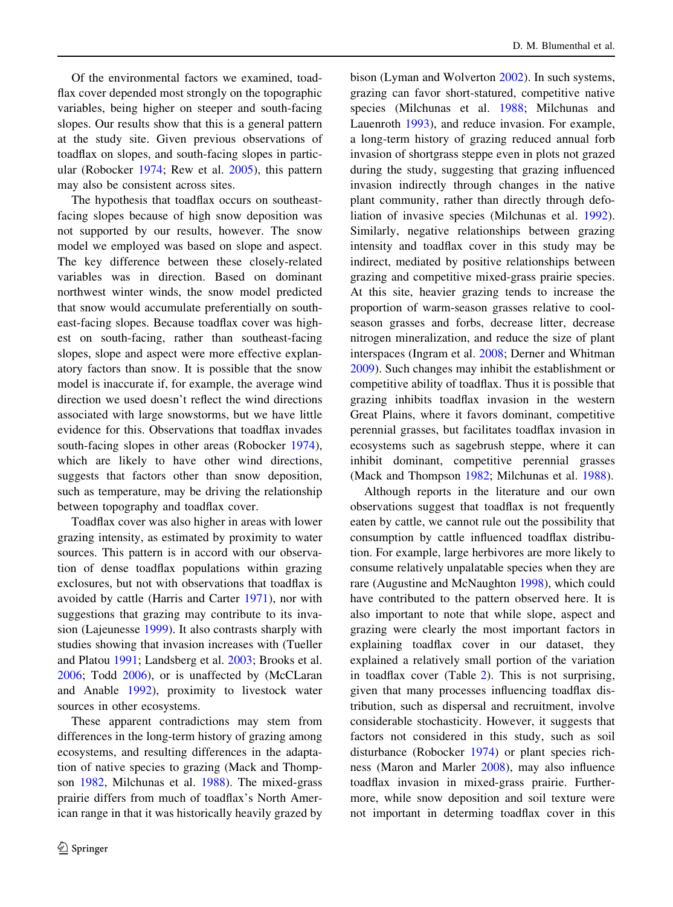Of the environmental factors we examined, toadflax cover depended most strongly on the topographic variables, being higher on steeper and south-facing slopes. Our results show that this is a general pattern at the study site. Given previous observations of toadflax on slopes, and south-facing slopes in particular (Robocker 1974; Rew et al. 2005), this pattern may also be consistent across sites.

The hypothesis that toadflax occurs on southeast-facing slopes because of high snow deposition was not supported by our results, however. The snow model we employed was based on slope and aspect. The key difference between these closely-related variables was in direction. Based on dominant northwest winter winds, the snow model predicted that snow would accumulate preferentially on southeast-facing slopes. Because toadflax cover was highest on south-facing, rather than southeast-facing slopes, slope and aspect were more effective explanatory factors than snow. It is possible that the snow model is inaccurate if, for example, the average wind direction we used doesn't reflect the wind directions associated with large snowstorms, but we have little evidence for this. Observations that toadflax invades south-facing slopes in other areas (Robocker 1974), which are likely to have other wind directions, suggests that factors other than snow deposition, such as temperature, may be driving the relationship between topography and toadflax cover.

Toadflax cover was also higher in areas with lower grazing intensity, as estimated by proximity to water sources. This pattern is in accord with our observation of dense toadflax populations within grazing exclosures, but not with observations that toadflax is avoided by cattle (Harris and Carter 1971), nor with suggestions that grazing may contribute to its invasion (Lajeunesse 1999). It also contrasts sharply with studies showing that invasion increases with (Tueller and Platou 1991; Landsberg et al. 2003; Brooks et al. 2006; Todd 2006), or is unaffected by (McCLaran and Anable 1992), proximity to livestock water sources in other ecosystems.

These apparent contradictions may stem from differences in the long-term history of grazing among ecosystems, and resulting differences in the adaptation of native species to grazing (Mack and Thompson 1982, Milchunas et al. 1988). The mixed-grass prairie differs from much of toadflax's North American range in that it was historically heavily grazed by bison (Lyman and Wolverton 2002). In such systems, grazing can favor short-statured, competitive native species (Milchunas et al. 1988; Milchunas and Lauenroth 1993), and reduce invasion. For example, a long-term history of grazing reduced annual forb invasion of shortgrass steppe even in plots not grazed during the study, suggesting that grazing influenced invasion indirectly through changes in the native plant community, rather than directly through defoliation of invasive species (Milchunas et al. 1992). Similarly, negative relationships between grazing intensity and toadflax cover in this study may be indirect, mediated by positive relationships between grazing and competitive mixed-grass prairie species. At this site, heavier grazing tends to increase the proportion of warm-season grasses relative to cool-season grasses and forbs, decrease litter, decrease nitrogen mineralization, and reduce the size of plant interspaces (Ingram et al. 2008; Derner and Whitman 2009). Such changes may inhibit the establishment or competitive ability of toadflax. Thus it is possible that grazing inhibits toadflax invasion in the western Great Plains, where it favors dominant, competitive perennial grasses, but facilitates toadflax invasion in ecosystems such as sagebrush steppe, where it can inhibit dominant, competitive perennial grasses (Mack and Thompson 1982; Milchunas et al. 1988).

Although reports in the literature and our own observations suggest that toadflax is not frequently eaten by cattle, we cannot rule out the possibility that consumption by cattle influenced toadflax distribution. For example, large herbivores are more likely to consume relatively unpalatable species when they are rare (Augustine and McNaughton 1998), which could have contributed to the pattern observed here. It is also important to note that while slope, aspect and grazing were clearly the most important factors in explaining toadflax cover in our dataset, they explained a relatively small portion of the variation in toadflax cover (Table 2). This is not surprising, given that many processes influencing toadflax distribution, such as dispersal and recruitment, involve considerable stochasticity. However, it suggests that factors not considered in this study, such as soil disturbance (Robocker 1974) or plant species richness (Maron and Marler 2008), may also influence toadflax invasion in mixed-grass prairie. Furthermore, while snow deposition and soil texture were not important in determing toadflax cover in this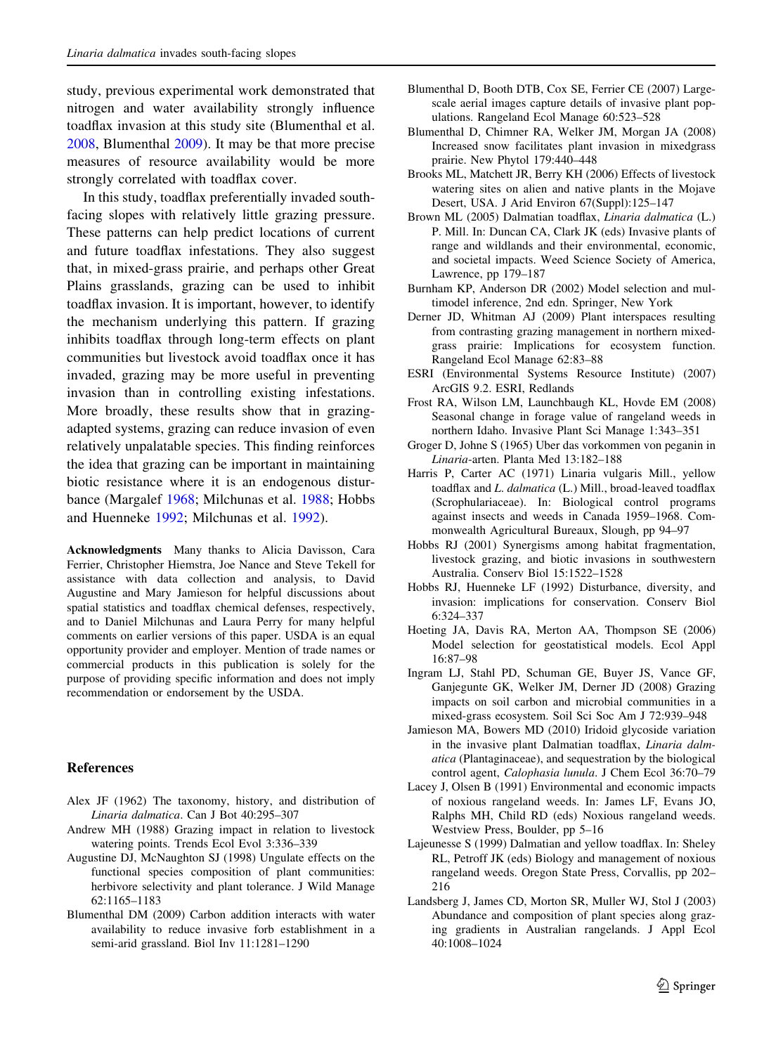study, previous experimental work demonstrated that nitrogen and water availability strongly influence toadflax invasion at this study site (Blumenthal et al. 2008, Blumenthal 2009). It may be that more precise measures of resource availability would be more strongly correlated with toadflax cover.

In this study, toadflax preferentially invaded south-facing slopes with relatively little grazing pressure. These patterns can help predict locations of current and future toadflax infestations. They also suggest that, in mixed-grass prairie, and perhaps other Great Plains grasslands, grazing can be used to inhibit toadflax invasion. It is important, however, to identify the mechanism underlying this pattern. If grazing inhibits toadflax through long-term effects on plant communities but livestock avoid toadflax once it has invaded, grazing may be more useful in preventing invasion than in controlling existing infestations. More broadly, these results show that in grazing-adapted systems, grazing can reduce invasion of even relatively unpalatable species. This finding reinforces the idea that grazing can be important in maintaining biotic resistance where it is an endogenous disturbance (Margalef 1968; Milchunas et al. 1988; Hobbs and Huenneke 1992; Milchunas et al. 1992).

**Acknowledgments** Many thanks to Alicia Davisson, Cara Ferrier, Christopher Hiemstra, Joe Nance and Steve Tekell for assistance with data collection and analysis, to David Augustine and Mary Jamieson for helpful discussions about spatial statistics and toadflax chemical defenses, respectively, and to Daniel Milchunas and Laura Perry for many helpful comments on earlier versions of this paper. USDA is an equal opportunity provider and employer. Mention of trade names or commercial products in this publication is solely for the purpose of providing specific information and does not imply recommendation or endorsement by the USDA.

## References

Alex JF (1962) The taxonomy, history, and distribution of *Linaria dalmatica*. Can J Bot 40:295–307

Andrew MH (1988) Grazing impact in relation to livestock watering points. Trends Ecol Evol 3:336–339

Augustine DJ, McNaughton SJ (1998) Ungulate effects on the functional species composition of plant communities: herbivore selectivity and plant tolerance. J Wild Manage 62:1165–1183

Blumenthal DM (2009) Carbon addition interacts with water availability to reduce invasive forb establishment in a semi-arid grassland. Biol Inv 11:1281–1290

Blumenthal D, Booth DTB, Cox SE, Ferrier CE (2007) Large-scale aerial images capture details of invasive plant populations. Rangeland Ecol Manage 60:523–528

Blumenthal D, Chimner RA, Welker JM, Morgan JA (2008) Increased snow facilitates plant invasion in mixedgrass prairie. New Phytol 179:440–448

Brooks ML, Matchett JR, Berry KH (2006) Effects of livestock watering sites on alien and native plants in the Mojave Desert, USA. J Arid Environ 67(Suppl):125–147

Brown ML (2005) Dalmatian toadflax, *Linaria dalmatica* (L.) P. Mill. In: Duncan CA, Clark JK (eds) Invasive plants of range and wildlands and their environmental, economic, and societal impacts. Weed Science Society of America, Lawrence, pp 179–187

Burnham KP, Anderson DR (2002) Model selection and multimodel inference, 2nd edn. Springer, New York

Derner JD, Whitman AJ (2009) Plant interspaces resulting from contrasting grazing management in northern mixed-grass prairie: Implications for ecosystem function. Rangeland Ecol Manage 62:83–88

ESRI (Environmental Systems Resource Institute) (2007) ArcGIS 9.2. ESRI, Redlands

Frost RA, Wilson LM, Launchbaugh KL, Hovde EM (2008) Seasonal change in forage value of rangeland weeds in northern Idaho. Invasive Plant Sci Manage 1:343–351

Groger D, Johne S (1965) Uber das vorkommen von peganin in *Linaria*-arten. Planta Med 13:182–188

Harris P, Carter AC (1971) Linaria vulgaris Mill., yellow toadflax and *L. dalmatica* (L.) Mill., broad-leaved toadflax (Scrophulariaceae). In: Biological control programs against insects and weeds in Canada 1959–1968. Commonwealth Agricultural Bureaux, Slough, pp 94–97

Hobbs RJ (2001) Synergisms among habitat fragmentation, livestock grazing, and biotic invasions in southwestern Australia. Conserv Biol 15:1522–1528

Hobbs RJ, Huenneke LF (1992) Disturbance, diversity, and invasion: implications for conservation. Conserv Biol 6:324–337

Hoeting JA, Davis RA, Merton AA, Thompson SE (2006) Model selection for geostatistical models. Ecol Appl 16:87–98

Ingram LJ, Stahl PD, Schuman GE, Buyer JS, Vance GF, Ganjegunte GK, Welker JM, Derner JD (2008) Grazing impacts on soil carbon and microbial communities in a mixed-grass ecosystem. Soil Sci Soc Am J 72:939–948

Jamieson MA, Bowers MD (2010) Iridoid glycoside variation in the invasive plant Dalmatian toadflax, *Linaria dalmatica* (Plantaginaceae), and sequestration by the biological control agent, *Calophasia lunula*. J Chem Ecol 36:70–79

Lacey J, Olsen B (1991) Environmental and economic impacts of noxious rangeland weeds. In: James LF, Evans JO, Ralphs MH, Child RD (eds) Noxious rangeland weeds. Westview Press, Boulder, pp 5–16

Lajeunesse S (1999) Dalmatian and yellow toadflax. In: Sheley RL, Petroff JK (eds) Biology and management of noxious rangeland weeds. Oregon State Press, Corvallis, pp 202–216

Landsberg J, James CD, Morton SR, Muller WJ, Stol J (2003) Abundance and composition of plant species along grazing gradients in Australian rangelands. J Appl Ecol 40:1008–1024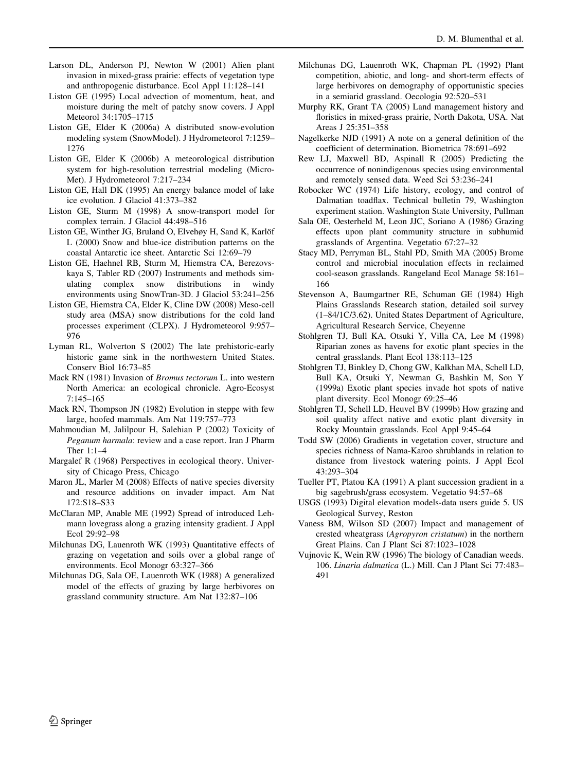Larson DL, Anderson PJ, Newton W (2001) Alien plant invasion in mixed-grass prairie: effects of vegetation type and anthropogenic disturbance. Ecol Appl 11:128–141

Liston GE (1995) Local advection of momentum, heat, and moisture during the melt of patchy snow covers. J Appl Meteorol 34:1705–1715

Liston GE, Elder K (2006a) A distributed snow-evolution modeling system (SnowModel). J Hydrometeorol 7:1259–1276

Liston GE, Elder K (2006b) A meteorological distribution system for high-resolution terrestrial modeling (Micro-Met). J Hydrometeorol 7:217–234

Liston GE, Hall DK (1995) An energy balance model of lake ice evolution. J Glaciol 41:373–382

Liston GE, Sturm M (1998) A snow-transport model for complex terrain. J Glaciol 44:498–516

Liston GE, Winther JG, Bruland O, Elvehøy H, Sand K, Karlöf L (2000) Snow and blue-ice distribution patterns on the coastal Antarctic ice sheet. Antarctic Sci 12:69–79

Liston GE, Haehnel RB, Sturm M, Hiemstra CA, Berezovskaya S, Tabler RD (2007) Instruments and methods simulating complex snow distributions in windy environments using SnowTran-3D. J Glaciol 53:241–256

Liston GE, Hiemstra CA, Elder K, Cline DW (2008) Meso-cell study area (MSA) snow distributions for the cold land processes experiment (CLPX). J Hydrometeorol 9:957–976

Lyman RL, Wolverton S (2002) The late prehistoric-early historic game sink in the northwestern United States. Conserv Biol 16:73–85

Mack RN (1981) Invasion of *Bromus tectorum* L. into western North America: an ecological chronicle. Agro-Ecosyst 7:145–165

Mack RN, Thompson JN (1982) Evolution in steppe with few large, hoofed mammals. Am Nat 119:757–773

Mahmoudian M, Jalilpour H, Salehian P (2002) Toxicity of *Peganum harmala*: review and a case report. Iran J Pharm Ther 1:1–4

Margalef R (1968) Perspectives in ecological theory. University of Chicago Press, Chicago

Maron JL, Marler M (2008) Effects of native species diversity and resource additions on invader impact. Am Nat 172:S18–S33

McClaran MP, Anable ME (1992) Spread of introduced Lehmann lovegrass along a grazing intensity gradient. J Appl Ecol 29:92–98

Milchunas DG, Lauenroth WK (1993) Quantitative effects of grazing on vegetation and soils over a global range of environments. Ecol Monogr 63:327–366

Milchunas DG, Sala OE, Lauenroth WK (1988) A generalized model of the effects of grazing by large herbivores on grassland community structure. Am Nat 132:87–106

Milchunas DG, Lauenroth WK, Chapman PL (1992) Plant competition, abiotic, and long- and short-term effects of large herbivores on demography of opportunistic species in a semiarid grassland. Oecologia 92:520–531

Murphy RK, Grant TA (2005) Land management history and floristics in mixed-grass prairie, North Dakota, USA. Nat Areas J 25:351–358

Nagelkerke NJD (1991) A note on a general definition of the coefficient of determination. Biometrica 78:691–692

Rew LJ, Maxwell BD, Aspinall R (2005) Predicting the occurrence of nonindigenous species using environmental and remotely sensed data. Weed Sci 53:236–241

Robocker WC (1974) Life history, ecology, and control of Dalmatian toadflax. Technical bulletin 79, Washington experiment station. Washington State University, Pullman

Sala OE, Oesterheld M, Leon JJC, Soriano A (1986) Grazing effects upon plant community structure in subhumid grasslands of Argentina. Vegetatio 67:27–32

Stacy MD, Perryman BL, Stahl PD, Smith MA (2005) Brome control and microbial inoculation effects in reclaimed cool-season grasslands. Rangeland Ecol Manage 58:161–166

Stevenson A, Baumgartner RE, Schuman GE (1984) High Plains Grasslands Research station, detailed soil survey (1–84/1C/3.62). United States Department of Agriculture, Agricultural Research Service, Cheyenne

Stohlgren TJ, Bull KA, Otsuki Y, Villa CA, Lee M (1998) Riparian zones as havens for exotic plant species in the central grasslands. Plant Ecol 138:113–125

Stohlgren TJ, Binkley D, Chong GW, Kalkhan MA, Schell LD, Bull KA, Otsuki Y, Newman G, Bashkin M, Son Y (1999a) Exotic plant species invade hot spots of native plant diversity. Ecol Monogr 69:25–46

Stohlgren TJ, Schell LD, Heuvel BV (1999b) How grazing and soil quality affect native and exotic plant diversity in Rocky Mountain grasslands. Ecol Appl 9:45–64

Todd SW (2006) Gradients in vegetation cover, structure and species richness of Nama-Karoo shrublands in relation to distance from livestock watering points. J Appl Ecol 43:293–304

Tueller PT, Platou KA (1991) A plant succession gradient in a big sagebrush/grass ecosystem. Vegetatio 94:57–68

USGS (1993) Digital elevation models-data users guide 5. US Geological Survey, Reston

Vaness BM, Wilson SD (2007) Impact and management of crested wheatgrass (*Agropyron cristatum*) in the northern Great Plains. Can J Plant Sci 87:1023–1028

Vujnovic K, Wein RW (1996) The biology of Canadian weeds. 106. *Linaria dalmatica* (L.) Mill. Can J Plant Sci 77:483–491